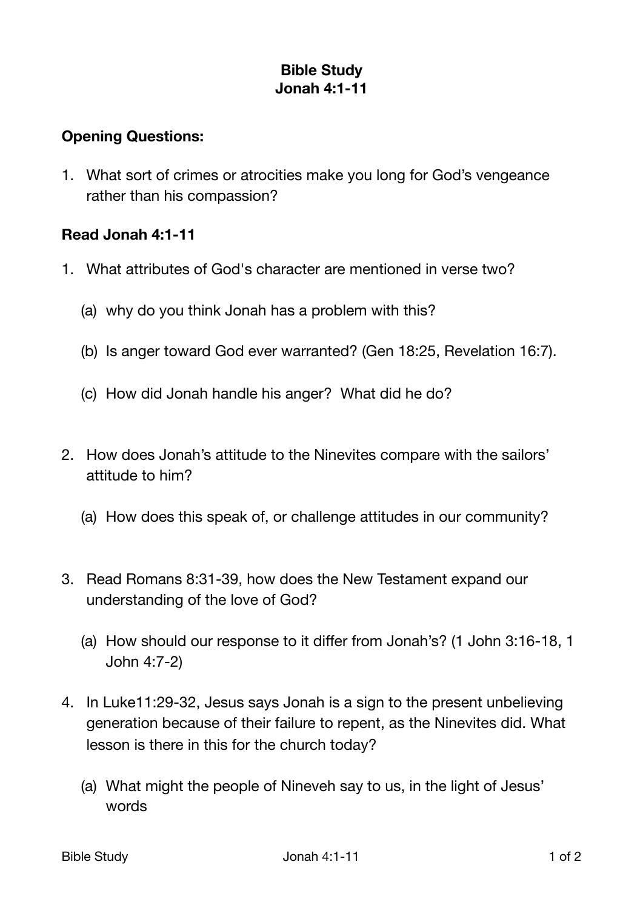# Bible Study
# Jonah 4:1-11

**Opening Questions:**

1. What sort of crimes or atrocities make you long for God's vengeance rather than his compassion?

**Read Jonah 4:1-11**

1. What attributes of God's character are mentioned in verse two?

   (a) why do you think Jonah has a problem with this?

   (b) Is anger toward God ever warranted? (Gen 18:25, Revelation 16:7).

   (c) How did Jonah handle his anger? What did he do?

2. How does Jonah's attitude to the Ninevites compare with the sailors' attitude to him?

   (a) How does this speak of, or challenge attitudes in our community?

3. Read Romans 8:31-39, how does the New Testament expand our understanding of the love of God?

   (a) How should our response to it differ from Jonah's? (1 John 3:16-18, 1 John 4:7-2)

4. In Luke11:29-32, Jesus says Jonah is a sign to the present unbelieving generation because of their failure to repent, as the Ninevites did. What lesson is there in this for the church today?

   (a) What might the people of Nineveh say to us, in the light of Jesus' words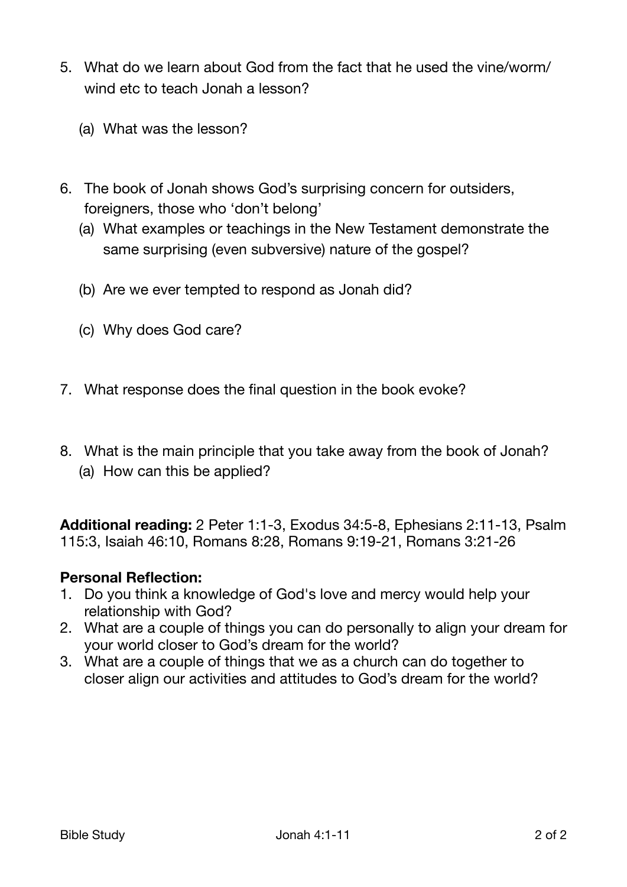5. What do we learn about God from the fact that he used the vine/worm/ wind etc to teach Jonah a lesson?
   (a) What was the lesson?

6. The book of Jonah shows God's surprising concern for outsiders, foreigners, those who 'don't belong'
   (a) What examples or teachings in the New Testament demonstrate the same surprising (even subversive) nature of the gospel?
   (b) Are we ever tempted to respond as Jonah did?
   (c) Why does God care?

7. What response does the final question in the book evoke?

8. What is the main principle that you take away from the book of Jonah?
   (a) How can this be applied?

**Additional reading:** 2 Peter 1:1-3, Exodus 34:5-8, Ephesians 2:11-13, Psalm 115:3, Isaiah 46:10, Romans 8:28, Romans 9:19-21, Romans 3:21-26

**Personal Reflection:**
1. Do you think a knowledge of God's love and mercy would help your relationship with God?
2. What are a couple of things you can do personally to align your dream for your world closer to God's dream for the world?
3. What are a couple of things that we as a church can do together to closer align our activities and attitudes to God's dream for the world?